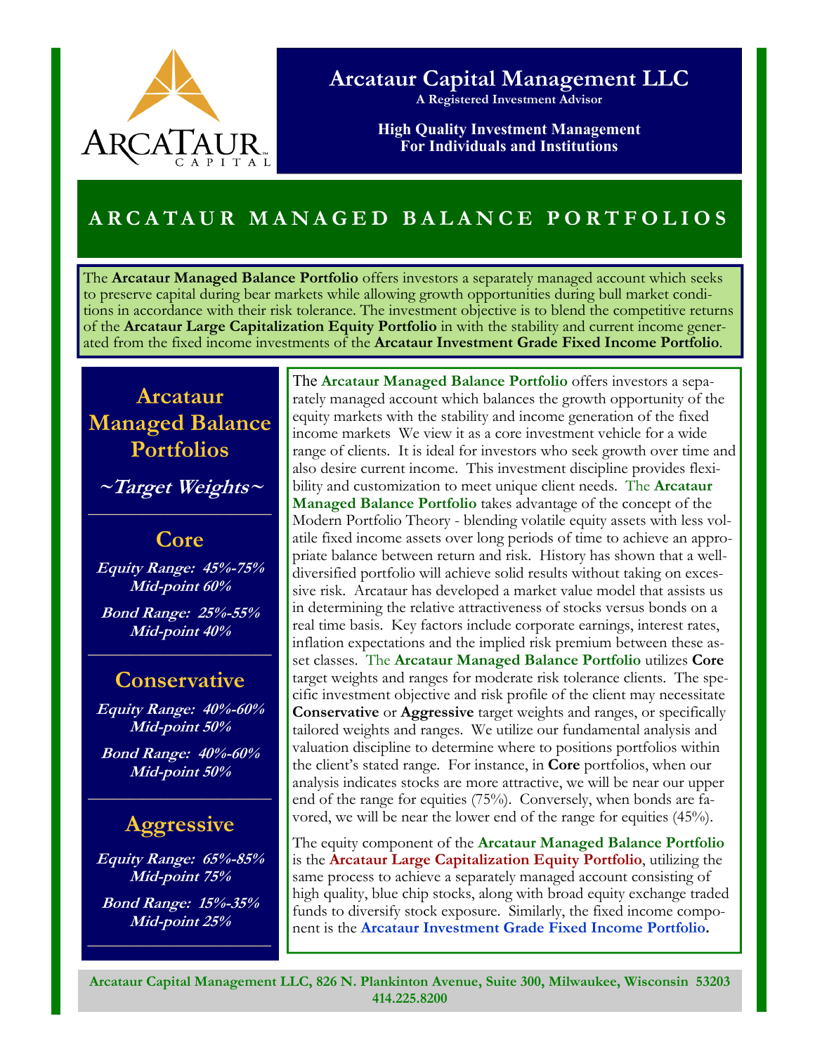# Arcataur Capital Management LLC

**A Registered Investment Advisor**

**High Quality Investment Management For Individuals and Institutions**

## ARCATAUR MANAGED BALANCE PORTFOLIOS

The **Arcataur Managed Balance Portfolio** offers investors a separately managed account which seeks to preserve capital during bear markets while allowing growth opportunities during bull market conditions in accordance with their risk tolerance. The investment objective is to blend the competitive returns of the **Arcataur Large Capitalization Equity Portfolio** in with the stability and current income generated from the fixed income investments of the **Arcataur Investment Grade Fixed Income Portfolio**.

### Arcataur Managed Balance Portfolios

**~Target Weights~**

#### Core

***Equity Range: 45%-75%***
***Mid-point 60%***

***Bond Range: 25%-55%***
***Mid-point 40%***

#### Conservative

***Equity Range: 40%-60%***
***Mid-point 50%***

***Bond Range: 40%-60%***
***Mid-point 50%***

#### Aggressive

***Equity Range: 65%-85%***
***Mid-point 75%***

***Bond Range: 15%-35%***
***Mid-point 25%***

The **Arcataur Managed Balance Portfolio** offers investors a separately managed account which balances the growth opportunity of the equity markets with the stability and income generation of the fixed income markets We view it as a core investment vehicle for a wide range of clients. It is ideal for investors who seek growth over time and also desire current income. This investment discipline provides flexibility and customization to meet unique client needs. The **Arcataur Managed Balance Portfolio** takes advantage of the concept of the Modern Portfolio Theory - blending volatile equity assets with less volatile fixed income assets over long periods of time to achieve an appropriate balance between return and risk. History has shown that a well-diversified portfolio will achieve solid results without taking on excessive risk. Arcataur has developed a market value model that assists us in determining the relative attractiveness of stocks versus bonds on a real time basis. Key factors include corporate earnings, interest rates, inflation expectations and the implied risk premium between these asset classes. The **Arcataur Managed Balance Portfolio** utilizes **Core** target weights and ranges for moderate risk tolerance clients. The specific investment objective and risk profile of the client may necessitate **Conservative** or **Aggressive** target weights and ranges, or specifically tailored weights and ranges. We utilize our fundamental analysis and valuation discipline to determine where to positions portfolios within the client's stated range. For instance, in **Core** portfolios, when our analysis indicates stocks are more attractive, we will be near our upper end of the range for equities (75%). Conversely, when bonds are favored, we will be near the lower end of the range for equities (45%).

The equity component of the **Arcataur Managed Balance Portfolio** is the **Arcataur Large Capitalization Equity Portfolio**, utilizing the same process to achieve a separately managed account consisting of high quality, blue chip stocks, along with broad equity exchange traded funds to diversify stock exposure. Similarly, the fixed income component is the **Arcataur Investment Grade Fixed Income Portfolio.**

**Arcataur Capital Management LLC, 826 N. Plankinton Avenue, Suite 300, Milwaukee, Wisconsin 53203**
**414.225.8200**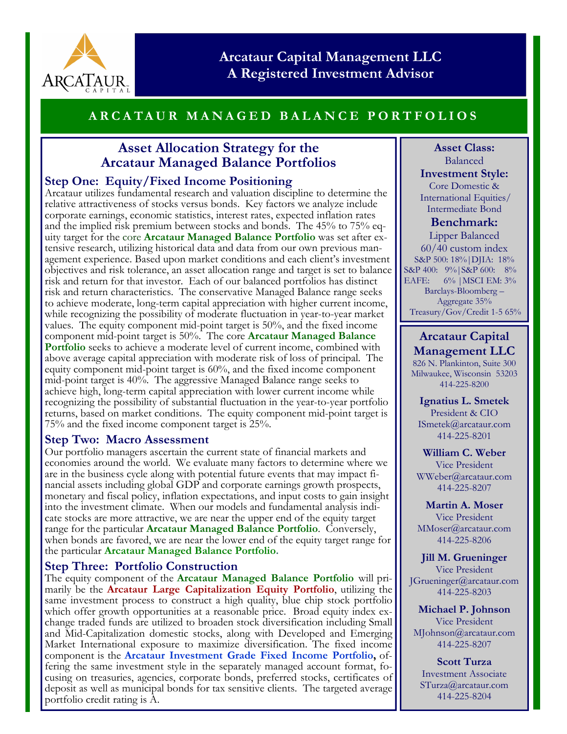# Arcataur Capital Management LLC
# A Registered Investment Advisor

## ARCATAUR MANAGED BALANCE PORTFOLIOS

## Asset Allocation Strategy for the Arcataur Managed Balance Portfolios

### Step One: Equity/Fixed Income Positioning

Arcataur utilizes fundamental research and valuation discipline to determine the relative attractiveness of stocks versus bonds. Key factors we analyze include corporate earnings, economic statistics, interest rates, expected inflation rates and the implied risk premium between stocks and bonds. The 45% to 75% equity target for the core **Arcataur Managed Balance Portfolio** was set after extensive research, utilizing historical data and data from our own previous management experience. Based upon market conditions and each client's investment objectives and risk tolerance, an asset allocation range and target is set to balance risk and return for that investor. Each of our balanced portfolios has distinct risk and return characteristics. The conservative Managed Balance range seeks to achieve moderate, long-term capital appreciation with higher current income, while recognizing the possibility of moderate fluctuation in year-to-year market values. The equity component mid-point target is 50%, and the fixed income component mid-point target is 50%. The core **Arcataur Managed Balance Portfolio** seeks to achieve a moderate level of current income, combined with above average capital appreciation with moderate risk of loss of principal. The equity component mid-point target is 60%, and the fixed income component mid-point target is 40%. The aggressive Managed Balance range seeks to achieve high, long-term capital appreciation with lower current income while recognizing the possibility of substantial fluctuation in the year-to-year portfolio returns, based on market conditions. The equity component mid-point target is 75% and the fixed income component target is 25%.

### Step Two: Macro Assessment

Our portfolio managers ascertain the current state of financial markets and economies around the world. We evaluate many factors to determine where we are in the business cycle along with potential future events that may impact financial assets including global GDP and corporate earnings growth prospects, monetary and fiscal policy, inflation expectations, and input costs to gain insight into the investment climate. When our models and fundamental analysis indicate stocks are more attractive, we are near the upper end of the equity target range for the particular **Arcataur Managed Balance Portfolio**. Conversely, when bonds are favored, we are near the lower end of the equity target range for the particular **Arcataur Managed Balance Portfolio**.

### Step Three: Portfolio Construction

The equity component of the **Arcataur Managed Balance Portfolio** will primarily be the **Arcataur Large Capitalization Equity Portfolio**, utilizing the same investment process to construct a high quality, blue chip stock portfolio which offer growth opportunities at a reasonable price. Broad equity index exchange traded funds are utilized to broaden stock diversification including Small and Mid-Capitalization domestic stocks, along with Developed and Emerging Market International exposure to maximize diversification. The fixed income component is the **Arcataur Investment Grade Fixed Income Portfolio,** offering the same investment style in the separately managed account format, focusing on treasuries, agencies, corporate bonds, preferred stocks, certificates of deposit as well as municipal bonds for tax sensitive clients. The targeted average portfolio credit rating is A.

**Asset Class:**
Balanced

**Investment Style:**
Core Domestic & International Equities/ Intermediate Bond

**Benchmark:**
Lipper Balanced
60/40 custom index
S&P 500: 18%|DJIA: 18%
S&P 400: 9%|S&P 600: 8%
EAFE: 6% |MSCI EM: 3%
Barclays-Bloomberg – Aggregate 35%
Treasury/Gov/Credit 1-5 65%

**Arcataur Capital Management LLC**
826 N. Plankinton, Suite 300
Milwaukee, Wisconsin 53203
414-225-8200

**Ignatius L. Smetek**
President & CIO
ISmetek@arcataur.com
414-225-8201

**William C. Weber**
Vice President
WWeber@arcataur.com
414-225-8207

**Martin A. Moser**
Vice President
MMoser@arcataur.com
414-225-8206

**Jill M. Grueninger**
Vice President
JGrueninger@arcataur.com
414-225-8203

**Michael P. Johnson**
Vice President
MJohnson@arcataur.com
414-225-8207

**Scott Turza**
Investment Associate
STurza@arcataur.com
414-225-8204